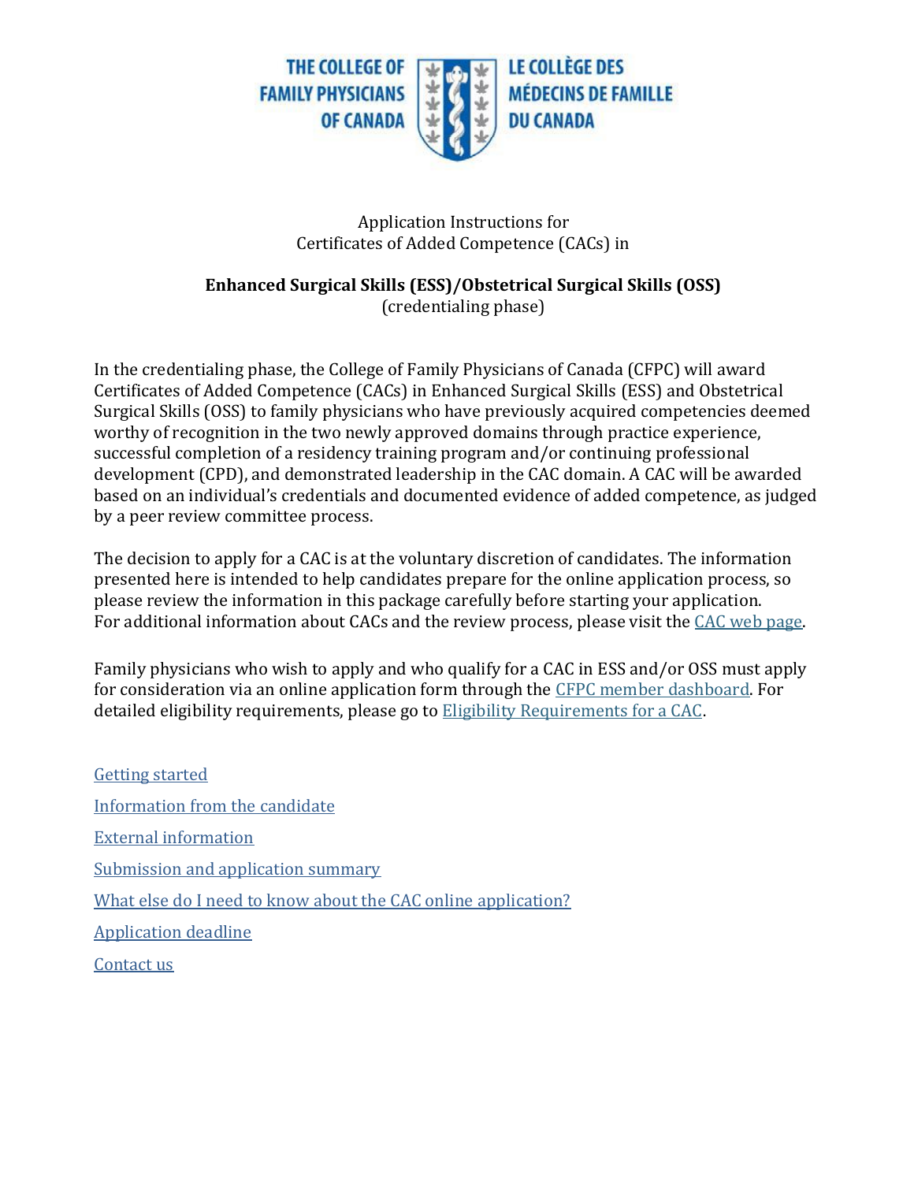THE COLLEGE OF FAMILY PHYSICIANS OF CANADA | LE COLLÈGE DES MÉDECINS DE FAMILLE DU CANADA

Application Instructions for
Certificates of Added Competence (CACs) in

**Enhanced Surgical Skills (ESS)/Obstetrical Surgical Skills (OSS)**
(credentialing phase)

In the credentialing phase, the College of Family Physicians of Canada (CFPC) will award Certificates of Added Competence (CACs) in Enhanced Surgical Skills (ESS) and Obstetrical Surgical Skills (OSS) to family physicians who have previously acquired competencies deemed worthy of recognition in the two newly approved domains through practice experience, successful completion of a residency training program and/or continuing professional development (CPD), and demonstrated leadership in the CAC domain. A CAC will be awarded based on an individual's credentials and documented evidence of added competence, as judged by a peer review committee process.

The decision to apply for a CAC is at the voluntary discretion of candidates. The information presented here is intended to help candidates prepare for the online application process, so please review the information in this package carefully before starting your application. For additional information about CACs and the review process, please visit the CAC web page.

Family physicians who wish to apply and who qualify for a CAC in ESS and/or OSS must apply for consideration via an online application form through the CFPC member dashboard. For detailed eligibility requirements, please go to Eligibility Requirements for a CAC.

Getting started

Information from the candidate

External information

Submission and application summary

What else do I need to know about the CAC online application?

Application deadline

Contact us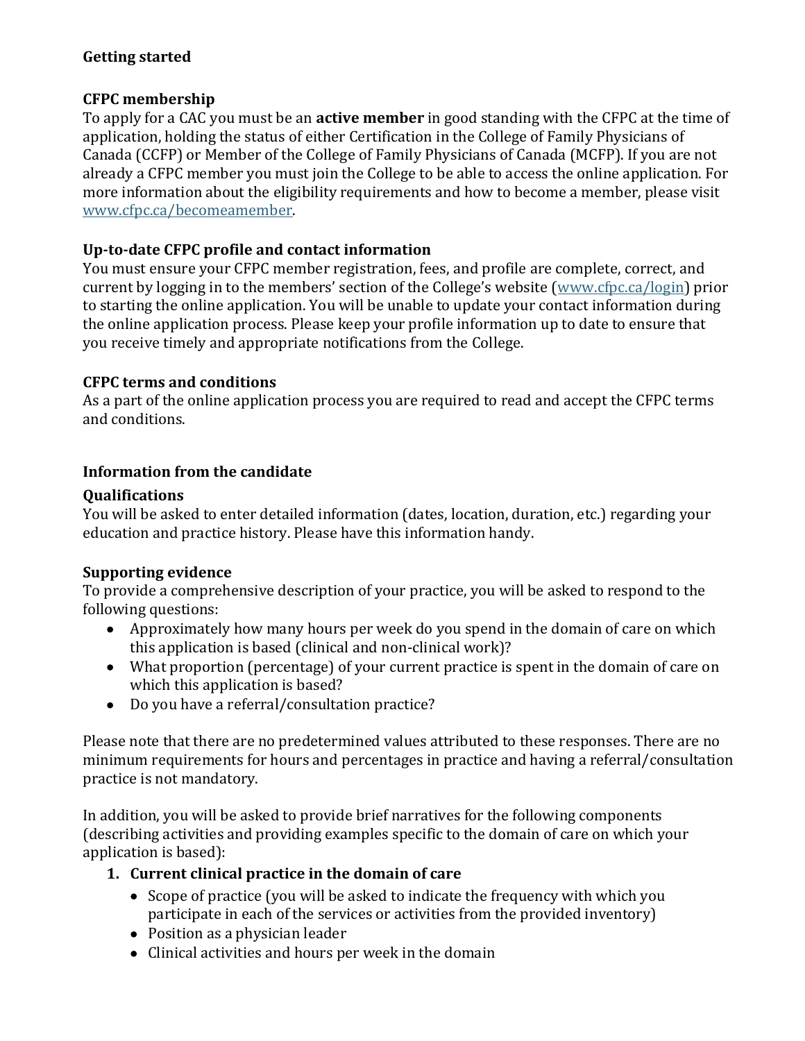## Getting started

### CFPC membership

To apply for a CAC you must be an **active member** in good standing with the CFPC at the time of application, holding the status of either Certification in the College of Family Physicians of Canada (CCFP) or Member of the College of Family Physicians of Canada (MCFP). If you are not already a CFPC member you must join the College to be able to access the online application. For more information about the eligibility requirements and how to become a member, please visit [www.cfpc.ca/becomeamember](www.cfpc.ca/becomeamember).

### Up-to-date CFPC profile and contact information

You must ensure your CFPC member registration, fees, and profile are complete, correct, and current by logging in to the members' section of the College's website ([www.cfpc.ca/login](www.cfpc.ca/login)) prior to starting the online application. You will be unable to update your contact information during the online application process. Please keep your profile information up to date to ensure that you receive timely and appropriate notifications from the College.

### CFPC terms and conditions

As a part of the online application process you are required to read and accept the CFPC terms and conditions.

## Information from the candidate

### Qualifications

You will be asked to enter detailed information (dates, location, duration, etc.) regarding your education and practice history. Please have this information handy.

### Supporting evidence

To provide a comprehensive description of your practice, you will be asked to respond to the following questions:

- Approximately how many hours per week do you spend in the domain of care on which this application is based (clinical and non-clinical work)?
- What proportion (percentage) of your current practice is spent in the domain of care on which this application is based?
- Do you have a referral/consultation practice?

Please note that there are no predetermined values attributed to these responses. There are no minimum requirements for hours and percentages in practice and having a referral/consultation practice is not mandatory.

In addition, you will be asked to provide brief narratives for the following components (describing activities and providing examples specific to the domain of care on which your application is based):

1. **Current clinical practice in the domain of care**
   - Scope of practice (you will be asked to indicate the frequency with which you participate in each of the services or activities from the provided inventory)
   - Position as a physician leader
   - Clinical activities and hours per week in the domain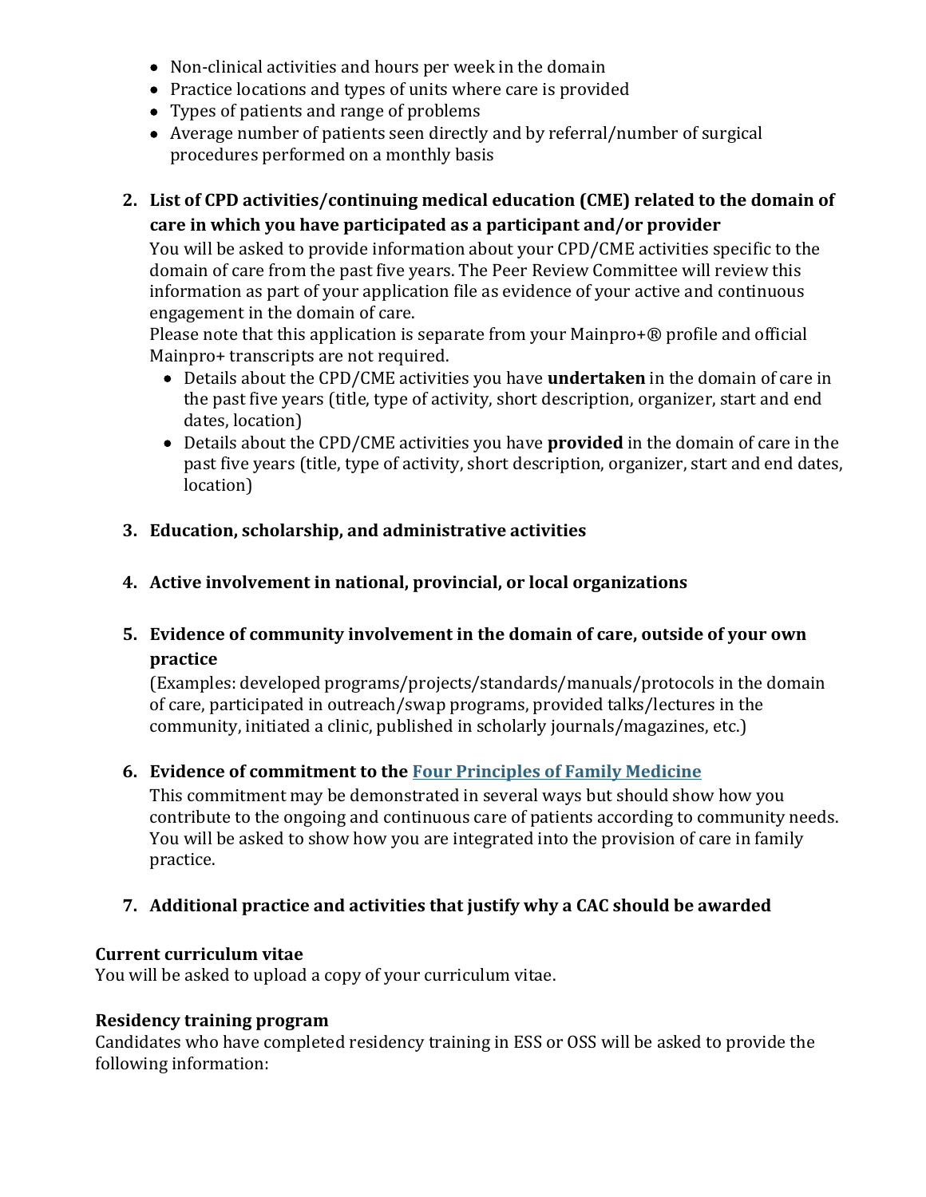- Non-clinical activities and hours per week in the domain
- Practice locations and types of units where care is provided
- Types of patients and range of problems
- Average number of patients seen directly and by referral/number of surgical procedures performed on a monthly basis

2. **List of CPD activities/continuing medical education (CME) related to the domain of care in which you have participated as a participant and/or provider**
   You will be asked to provide information about your CPD/CME activities specific to the domain of care from the past five years. The Peer Review Committee will review this information as part of your application file as evidence of your active and continuous engagement in the domain of care.
   Please note that this application is separate from your Mainpro+® profile and official Mainpro+ transcripts are not required.
   - Details about the CPD/CME activities you have **undertaken** in the domain of care in the past five years (title, type of activity, short description, organizer, start and end dates, location)
   - Details about the CPD/CME activities you have **provided** in the domain of care in the past five years (title, type of activity, short description, organizer, start and end dates, location)

3. **Education, scholarship, and administrative activities**

4. **Active involvement in national, provincial, or local organizations**

5. **Evidence of community involvement in the domain of care, outside of your own practice**
   (Examples: developed programs/projects/standards/manuals/protocols in the domain of care, participated in outreach/swap programs, provided talks/lectures in the community, initiated a clinic, published in scholarly journals/magazines, etc.)

6. **Evidence of commitment to the Four Principles of Family Medicine**
   This commitment may be demonstrated in several ways but should show how you contribute to the ongoing and continuous care of patients according to community needs. You will be asked to show how you are integrated into the provision of care in family practice.

7. **Additional practice and activities that justify why a CAC should be awarded**

**Current curriculum vitae**
You will be asked to upload a copy of your curriculum vitae.

**Residency training program**
Candidates who have completed residency training in ESS or OSS will be asked to provide the following information: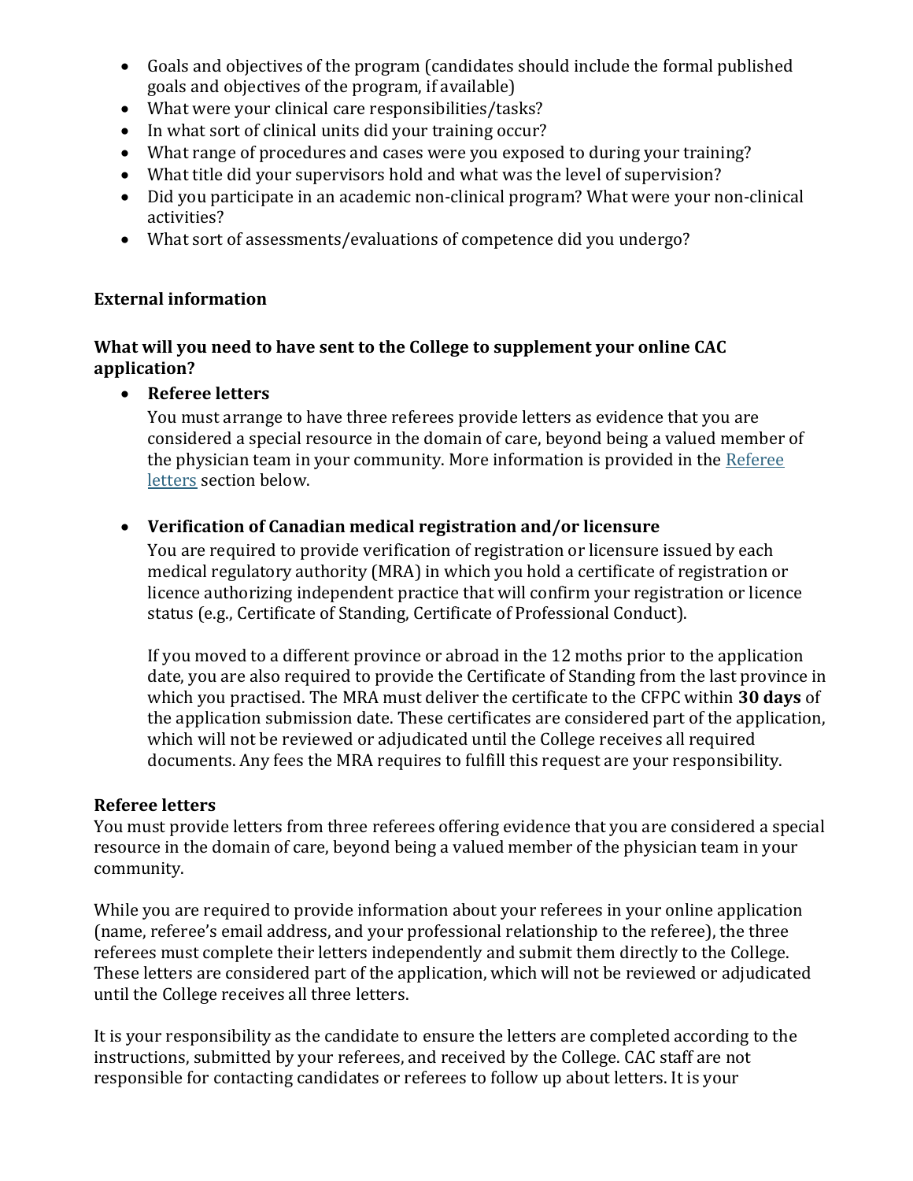- Goals and objectives of the program (candidates should include the formal published goals and objectives of the program, if available)
- What were your clinical care responsibilities/tasks?
- In what sort of clinical units did your training occur?
- What range of procedures and cases were you exposed to during your training?
- What title did your supervisors hold and what was the level of supervision?
- Did you participate in an academic non-clinical program? What were your non-clinical activities?
- What sort of assessments/evaluations of competence did you undergo?

**External information**

**What will you need to have sent to the College to supplement your online CAC application?**

- **Referee letters**
  You must arrange to have three referees provide letters as evidence that you are considered a special resource in the domain of care, beyond being a valued member of the physician team in your community. More information is provided in the Referee letters section below.

- **Verification of Canadian medical registration and/or licensure**
  You are required to provide verification of registration or licensure issued by each medical regulatory authority (MRA) in which you hold a certificate of registration or licence authorizing independent practice that will confirm your registration or licence status (e.g., Certificate of Standing, Certificate of Professional Conduct).

  If you moved to a different province or abroad in the 12 moths prior to the application date, you are also required to provide the Certificate of Standing from the last province in which you practised. The MRA must deliver the certificate to the CFPC within **30 days** of the application submission date. These certificates are considered part of the application, which will not be reviewed or adjudicated until the College receives all required documents. Any fees the MRA requires to fulfill this request are your responsibility.

**Referee letters**

You must provide letters from three referees offering evidence that you are considered a special resource in the domain of care, beyond being a valued member of the physician team in your community.

While you are required to provide information about your referees in your online application (name, referee's email address, and your professional relationship to the referee), the three referees must complete their letters independently and submit them directly to the College. These letters are considered part of the application, which will not be reviewed or adjudicated until the College receives all three letters.

It is your responsibility as the candidate to ensure the letters are completed according to the instructions, submitted by your referees, and received by the College. CAC staff are not responsible for contacting candidates or referees to follow up about letters. It is your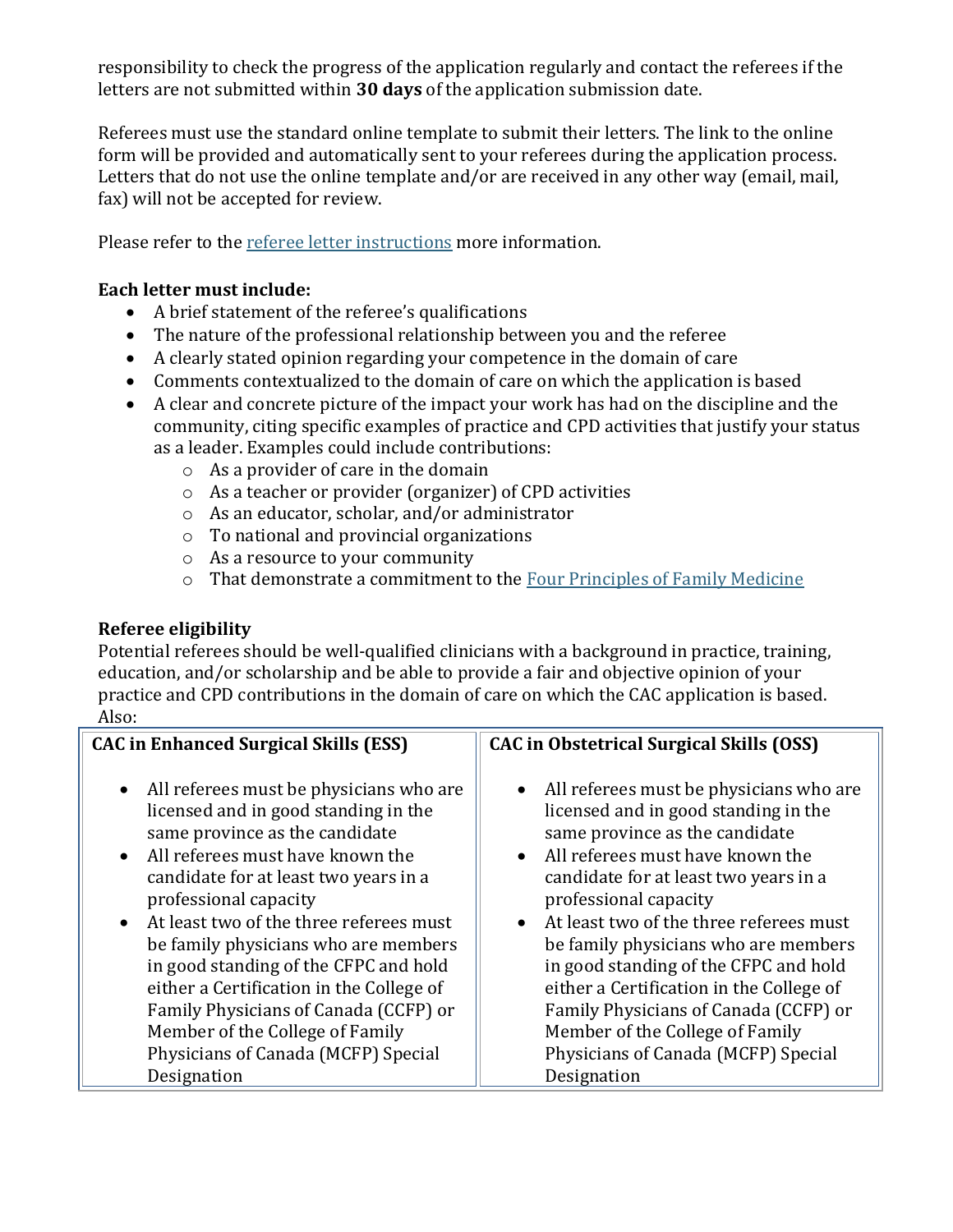responsibility to check the progress of the application regularly and contact the referees if the letters are not submitted within **30 days** of the application submission date.

Referees must use the standard online template to submit their letters. The link to the online form will be provided and automatically sent to your referees during the application process. Letters that do not use the online template and/or are received in any other way (email, mail, fax) will not be accepted for review.

Please refer to the referee letter instructions more information.

**Each letter must include:**

- A brief statement of the referee's qualifications
- The nature of the professional relationship between you and the referee
- A clearly stated opinion regarding your competence in the domain of care
- Comments contextualized to the domain of care on which the application is based
- A clear and concrete picture of the impact your work has had on the discipline and the community, citing specific examples of practice and CPD activities that justify your status as a leader. Examples could include contributions:
  - As a provider of care in the domain
  - As a teacher or provider (organizer) of CPD activities
  - As an educator, scholar, and/or administrator
  - To national and provincial organizations
  - As a resource to your community
  - That demonstrate a commitment to the Four Principles of Family Medicine

**Referee eligibility**

Potential referees should be well-qualified clinicians with a background in practice, training, education, and/or scholarship and be able to provide a fair and objective opinion of your practice and CPD contributions in the domain of care on which the CAC application is based. Also:

| CAC in Enhanced Surgical Skills (ESS) | CAC in Obstetrical Surgical Skills (OSS) |
|---|---|
| • All referees must be physicians who are licensed and in good standing in the same province as the candidate<br>• All referees must have known the candidate for at least two years in a professional capacity<br>• At least two of the three referees must be family physicians who are members in good standing of the CFPC and hold either a Certification in the College of Family Physicians of Canada (CCFP) or Member of the College of Family Physicians of Canada (MCFP) Special Designation | • All referees must be physicians who are licensed and in good standing in the same province as the candidate<br>• All referees must have known the candidate for at least two years in a professional capacity<br>• At least two of the three referees must be family physicians who are members in good standing of the CFPC and hold either a Certification in the College of Family Physicians of Canada (CCFP) or Member of the College of Family Physicians of Canada (MCFP) Special Designation |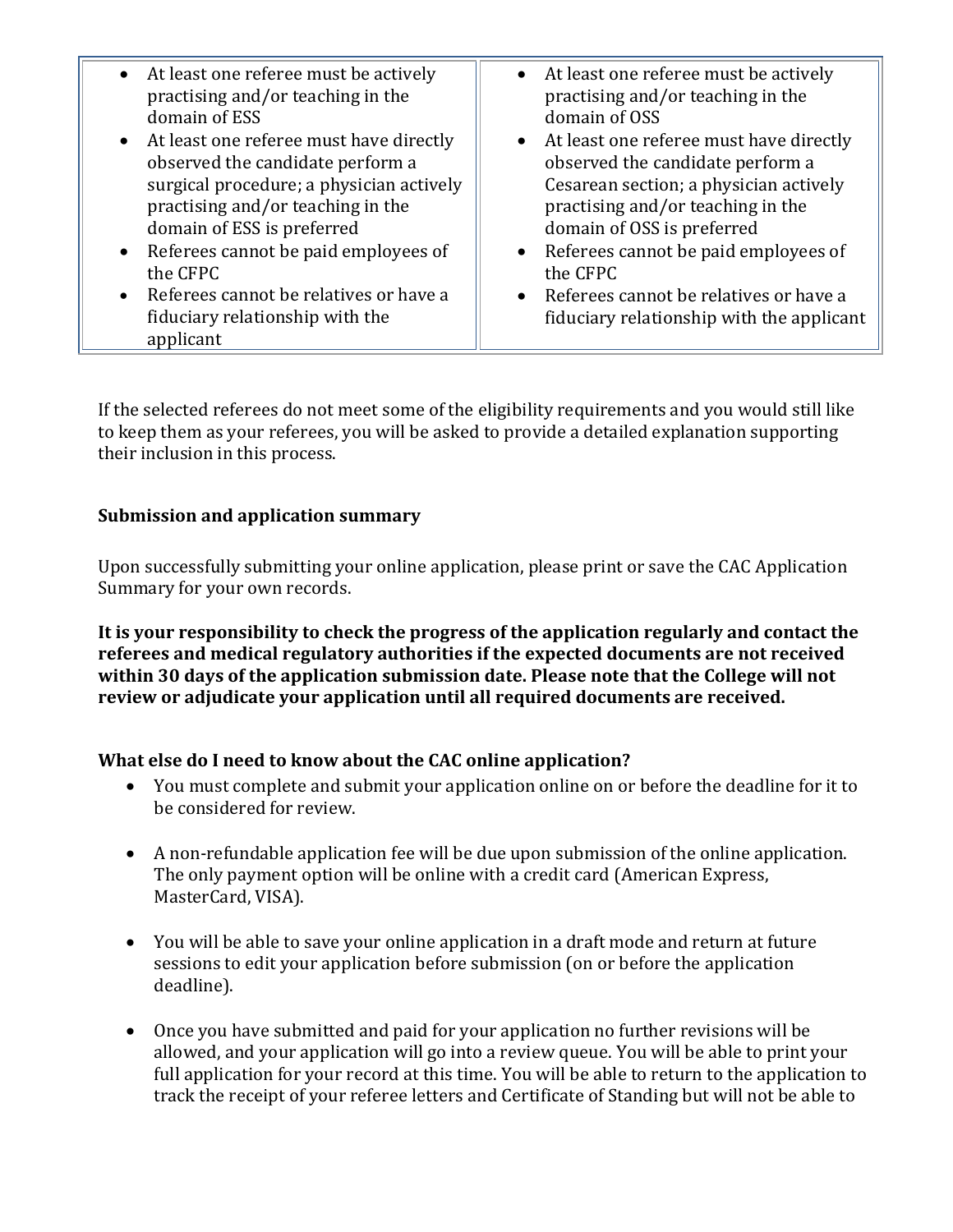| <ul><li>At least one referee must be actively practising and/or teaching in the domain of ESS</li><li>At least one referee must have directly observed the candidate perform a surgical procedure; a physician actively practising and/or teaching in the domain of ESS is preferred</li><li>Referees cannot be paid employees of the CFPC</li><li>Referees cannot be relatives or have a fiduciary relationship with the applicant</li></ul> | <ul><li>At least one referee must be actively practising and/or teaching in the domain of OSS</li><li>At least one referee must have directly observed the candidate perform a Cesarean section; a physician actively practising and/or teaching in the domain of OSS is preferred</li><li>Referees cannot be paid employees of the CFPC</li><li>Referees cannot be relatives or have a fiduciary relationship with the applicant</li></ul> |
|---|---|

If the selected referees do not meet some of the eligibility requirements and you would still like to keep them as your referees, you will be asked to provide a detailed explanation supporting their inclusion in this process.

**Submission and application summary**

Upon successfully submitting your online application, please print or save the CAC Application Summary for your own records.

**It is your responsibility to check the progress of the application regularly and contact the referees and medical regulatory authorities if the expected documents are not received within 30 days of the application submission date. Please note that the College will not review or adjudicate your application until all required documents are received.**

**What else do I need to know about the CAC online application?**

- You must complete and submit your application online on or before the deadline for it to be considered for review.
- A non-refundable application fee will be due upon submission of the online application. The only payment option will be online with a credit card (American Express, MasterCard, VISA).
- You will be able to save your online application in a draft mode and return at future sessions to edit your application before submission (on or before the application deadline).
- Once you have submitted and paid for your application no further revisions will be allowed, and your application will go into a review queue. You will be able to print your full application for your record at this time. You will be able to return to the application to track the receipt of your referee letters and Certificate of Standing but will not be able to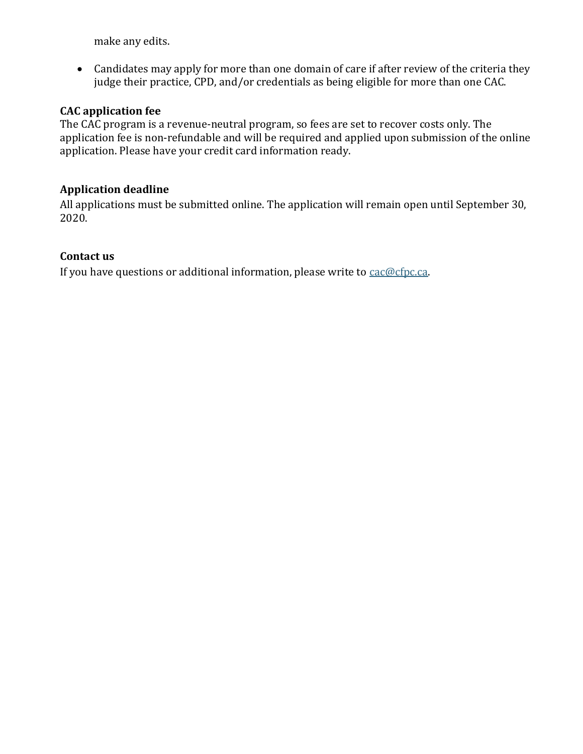make any edits.

- Candidates may apply for more than one domain of care if after review of the criteria they judge their practice, CPD, and/or credentials as being eligible for more than one CAC.

**CAC application fee**

The CAC program is a revenue-neutral program, so fees are set to recover costs only. The application fee is non-refundable and will be required and applied upon submission of the online application. Please have your credit card information ready.

**Application deadline**

All applications must be submitted online. The application will remain open until September 30, 2020.

**Contact us**

If you have questions or additional information, please write to cac@cfpc.ca.